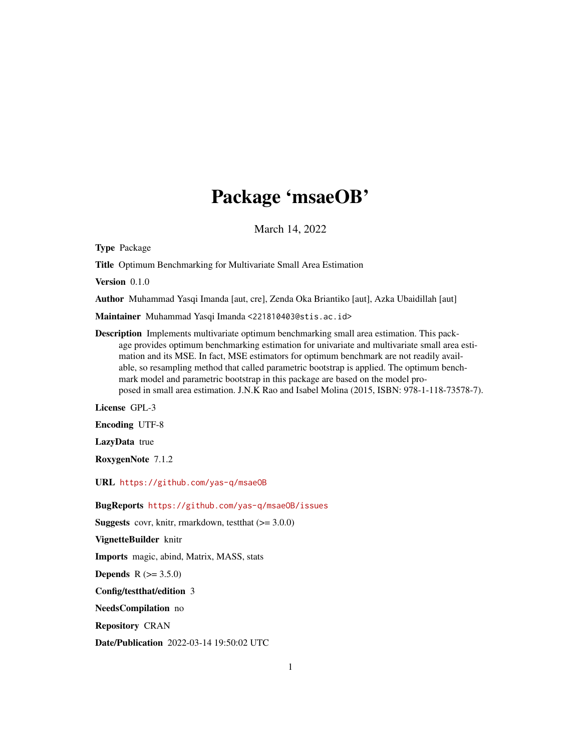# Package 'msaeOB'

March 14, 2022

**Type** Package

**Title** Optimum Benchmarking for Multivariate Small Area Estimation

**Version** 0.1.0

**Author** Muhammad Yasqi Imanda [aut, cre], Zenda Oka Briantiko [aut], Azka Ubaidillah [aut]

**Maintainer** Muhammad Yasqi Imanda <221810403@stis.ac.id>

**Description** Implements multivariate optimum benchmarking small area estimation. This package provides optimum benchmarking estimation for univariate and multivariate small area estimation and its MSE. In fact, MSE estimators for optimum benchmark are not readily available, so resampling method that called parametric bootstrap is applied. The optimum benchmark model and parametric bootstrap in this package are based on the model proposed in small area estimation. J.N.K Rao and Isabel Molina (2015, ISBN: 978-1-118-73578-7).

**License** GPL-3

**Encoding** UTF-8

**LazyData** true

**RoxygenNote** 7.1.2

**URL** https://github.com/yas-q/msaeOB

**BugReports** https://github.com/yas-q/msaeOB/issues

**Suggests** covr, knitr, rmarkdown, testthat (>= 3.0.0)

**VignetteBuilder** knitr

**Imports** magic, abind, Matrix, MASS, stats

**Depends** R (>= 3.5.0)

**Config/testthat/edition** 3

**NeedsCompilation** no

**Repository** CRAN

**Date/Publication** 2022-03-14 19:50:02 UTC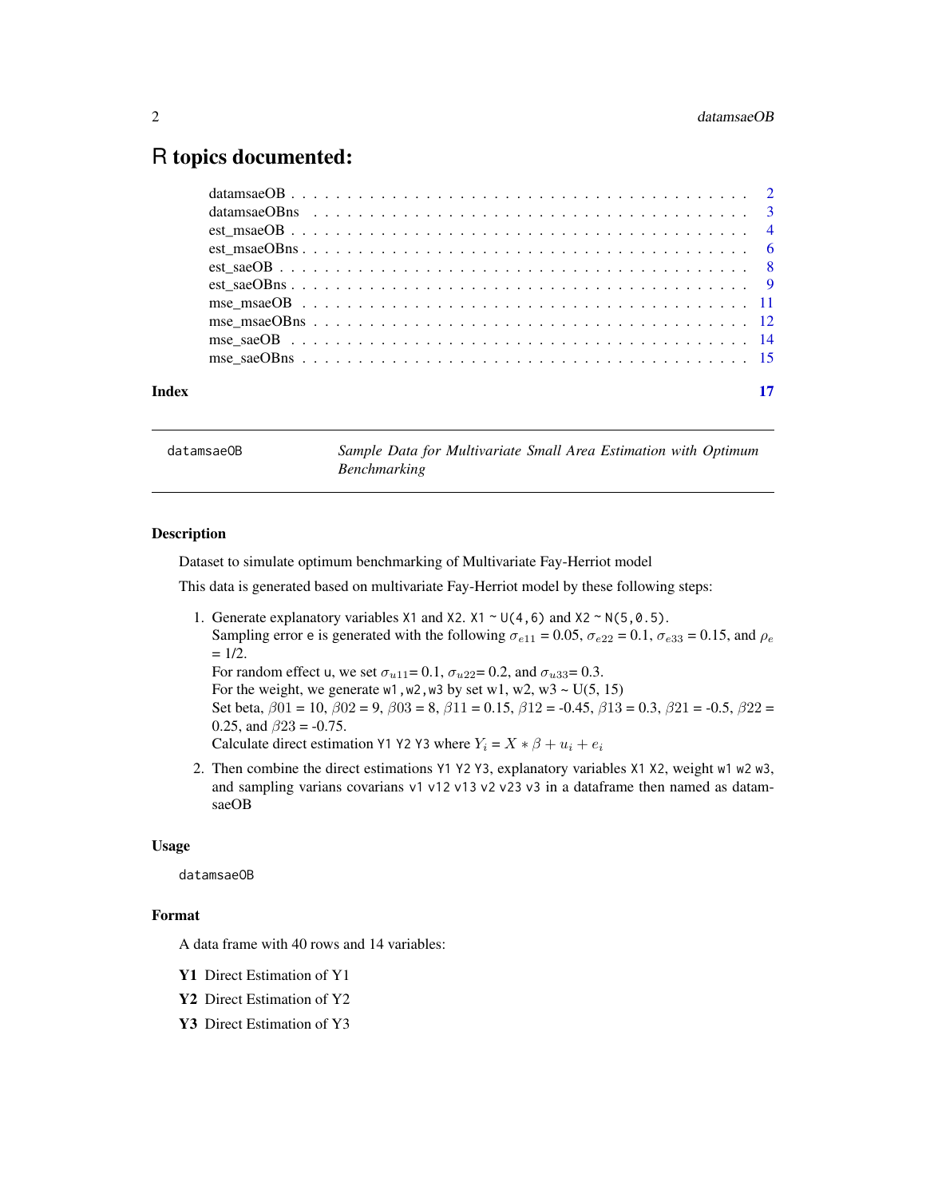# R topics documented:

datamsaeOB . . . . . . . . . . . . . . . . . . . . . . . . . . . . . . . . . . . . . . . 2
datamsaeOBns . . . . . . . . . . . . . . . . . . . . . . . . . . . . . . . . . . . . . 3
est_msaeOB . . . . . . . . . . . . . . . . . . . . . . . . . . . . . . . . . . . . . . . 4
est_msaeOBns . . . . . . . . . . . . . . . . . . . . . . . . . . . . . . . . . . . . . 6
est_saeOB . . . . . . . . . . . . . . . . . . . . . . . . . . . . . . . . . . . . . . . 8
est_saeOBns . . . . . . . . . . . . . . . . . . . . . . . . . . . . . . . . . . . . . . 9
mse_msaeOB . . . . . . . . . . . . . . . . . . . . . . . . . . . . . . . . . . . . . . 11
mse_msaeOBns . . . . . . . . . . . . . . . . . . . . . . . . . . . . . . . . . . . . . 12
mse_saeOB . . . . . . . . . . . . . . . . . . . . . . . . . . . . . . . . . . . . . . . 14
mse_saeOBns . . . . . . . . . . . . . . . . . . . . . . . . . . . . . . . . . . . . . . 15

**Index** 17

---

`datamsaeOB` *Sample Data for Multivariate Small Area Estimation with Optimum Benchmarking*

---

### Description

Dataset to simulate optimum benchmarking of Multivariate Fay-Herriot model

This data is generated based on multivariate Fay-Herriot model by these following steps:

1. Generate explanatory variables `X1` and `X2`. `X1 ~ U(4,6)` and `X2 ~ N(5,0.5)`.
   Sampling error `e` is generated with the following $\sigma_{e11}$ = 0.05, $\sigma_{e22}$ = 0.1, $\sigma_{e33}$ = 0.15, and $\rho_e$ = 1/2.
   For random effect `u`, we set $\sigma_{u11}$= 0.1, $\sigma_{u22}$= 0.2, and $\sigma_{u33}$= 0.3.
   For the weight, we generate `w1,w2,w3` by set w1, w2, w3 ~ U(5, 15)
   Set beta, $\beta01$ = 10, $\beta02$ = 9, $\beta03$ = 8, $\beta11$ = 0.15, $\beta12$ = -0.45, $\beta13$ = 0.3, $\beta21$ = -0.5, $\beta22$ = 0.25, and $\beta23$ = -0.75.
   Calculate direct estimation `Y1 Y2 Y3` where $Y_i = X * \beta + u_i + e_i$
2. Then combine the direct estimations `Y1 Y2 Y3`, explanatory variables `X1 X2`, weight `w1 w2 w3`, and sampling varians covariancs `v1 v12 v13 v2 v23 v3` in a dataframe then named as datamsaeOB

### Usage

```
datamsaeOB
```

### Format

A data frame with 40 rows and 14 variables:

**Y1** Direct Estimation of Y1

**Y2** Direct Estimation of Y2

**Y3** Direct Estimation of Y3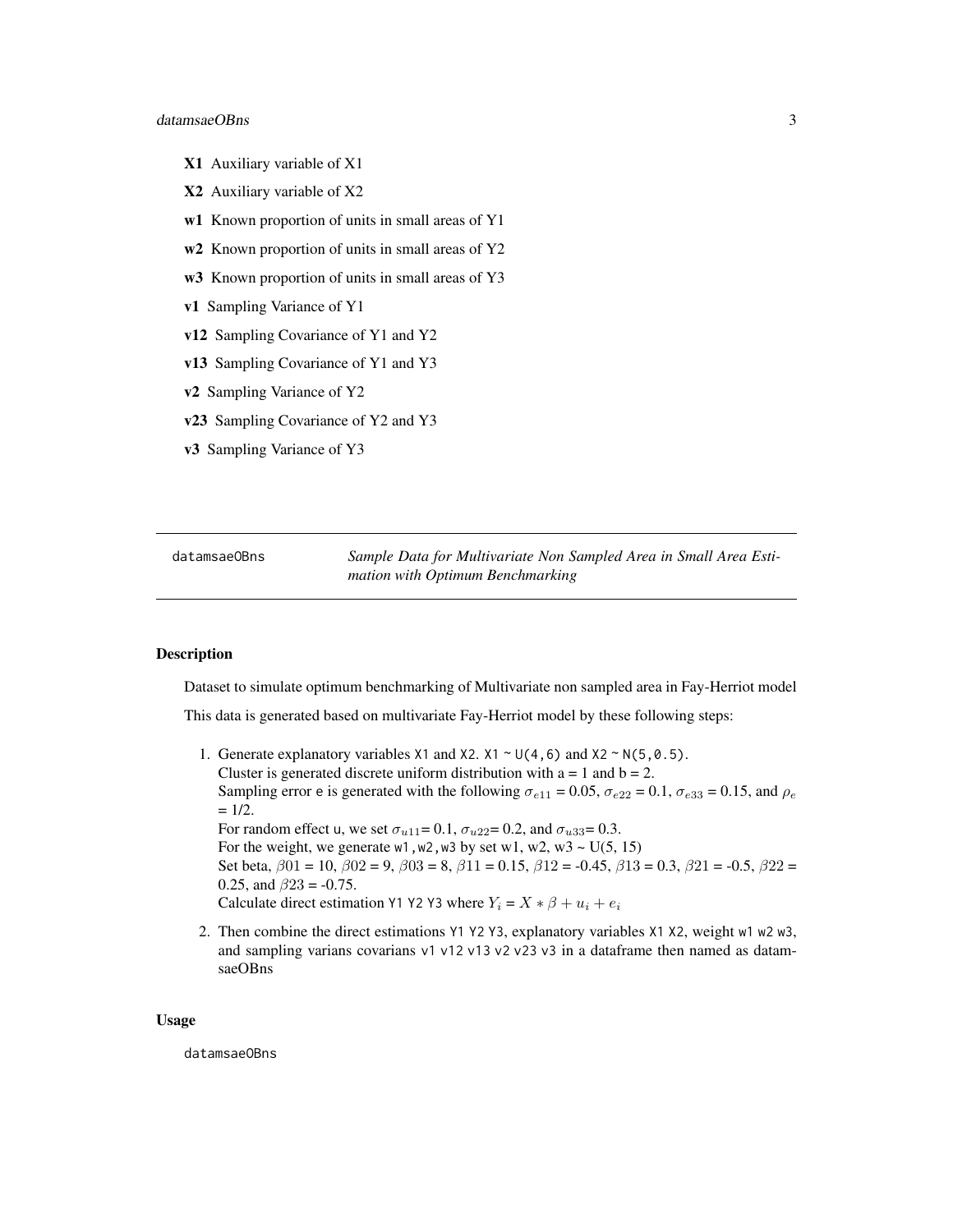**X1** Auxiliary variable of X1

**X2** Auxiliary variable of X2

**w1** Known proportion of units in small areas of Y1

**w2** Known proportion of units in small areas of Y2

**w3** Known proportion of units in small areas of Y3

**v1** Sampling Variance of Y1

**v12** Sampling Covariance of Y1 and Y2

**v13** Sampling Covariance of Y1 and Y3

**v2** Sampling Variance of Y2

**v23** Sampling Covariance of Y2 and Y3

**v3** Sampling Variance of Y3

---

`datamsaeOBns` *Sample Data for Multivariate Non Sampled Area in Small Area Estimation with Optimum Benchmarking*

---

## Description

Dataset to simulate optimum benchmarking of Multivariate non sampled area in Fay-Herriot model

This data is generated based on multivariate Fay-Herriot model by these following steps:

1. Generate explanatory variables `X1` and `X2`. `X1 ~ U(4,6)` and `X2 ~ N(5,0.5)`.
   Cluster is generated discrete uniform distribution with a = 1 and b = 2.
   Sampling error `e` is generated with the following $\sigma_{e11}$ = 0.05, $\sigma_{e22}$ = 0.1, $\sigma_{e33}$ = 0.15, and $\rho_e$ = 1/2.
   For random effect `u`, we set $\sigma_{u11}$= 0.1, $\sigma_{u22}$= 0.2, and $\sigma_{u33}$= 0.3.
   For the weight, we generate `w1,w2,w3` by set w1, w2, w3 ~ U(5, 15)
   Set beta, $\beta 01$ = 10, $\beta 02$ = 9, $\beta 03$ = 8, $\beta 11$ = 0.15, $\beta 12$ = -0.45, $\beta 13$ = 0.3, $\beta 21$ = -0.5, $\beta 22$ = 0.25, and $\beta 23$ = -0.75.
   Calculate direct estimation `Y1 Y2 Y3` where $Y_i = X * \beta + u_i + e_i$
2. Then combine the direct estimations `Y1 Y2 Y3`, explanatory variables `X1 X2`, weight `w1 w2 w3`, and sampling varians covarians `v1 v12 v13 v2 v23 v3` in a dataframe then named as datamsaeOBns

## Usage

```
datamsaeOBns
```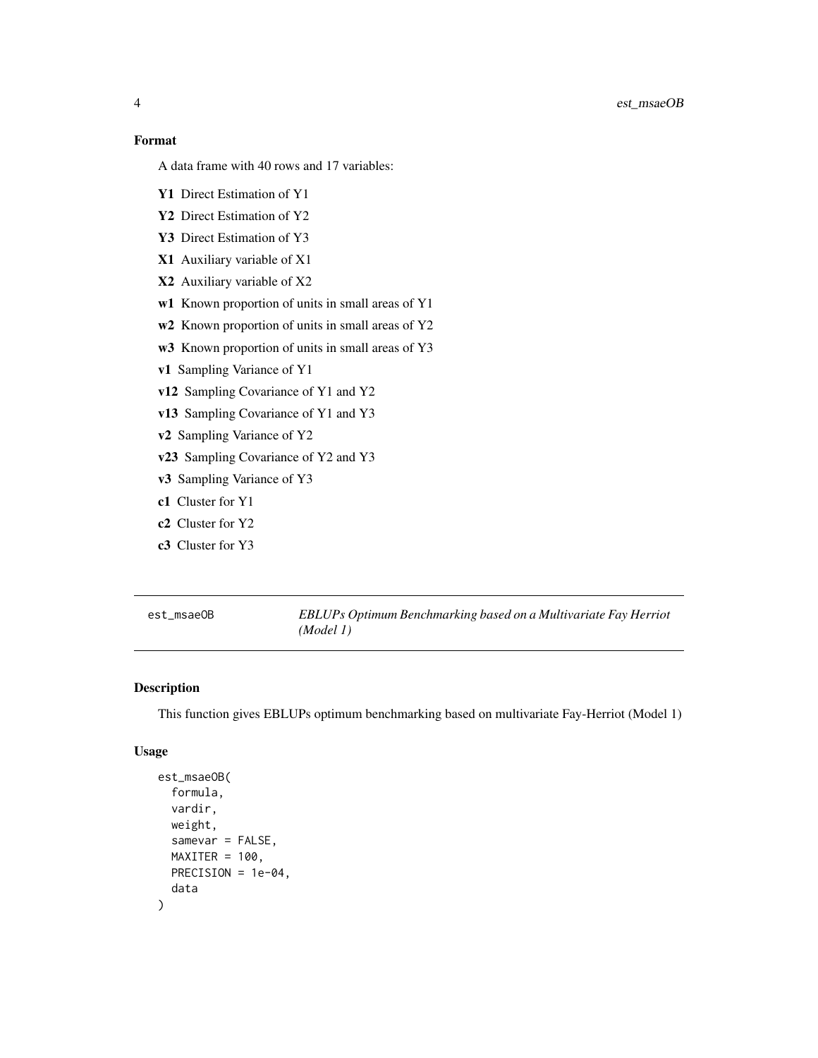## Format

A data frame with 40 rows and 17 variables:

- **Y1** Direct Estimation of Y1
- **Y2** Direct Estimation of Y2
- **Y3** Direct Estimation of Y3
- **X1** Auxiliary variable of X1
- **X2** Auxiliary variable of X2
- **w1** Known proportion of units in small areas of Y1
- **w2** Known proportion of units in small areas of Y2
- **w3** Known proportion of units in small areas of Y3
- **v1** Sampling Variance of Y1
- **v12** Sampling Covariance of Y1 and Y2
- **v13** Sampling Covariance of Y1 and Y3
- **v2** Sampling Variance of Y2
- **v23** Sampling Covariance of Y2 and Y3
- **v3** Sampling Variance of Y3
- **c1** Cluster for Y1
- **c2** Cluster for Y2
- **c3** Cluster for Y3

---

`est_msaeOB` *EBLUPs Optimum Benchmarking based on a Multivariate Fay Herriot (Model 1)*

---

## Description

This function gives EBLUPs optimum benchmarking based on multivariate Fay-Herriot (Model 1)

## Usage

```
est_msaeOB(
  formula,
  vardir,
  weight,
  samevar = FALSE,
  MAXITER = 100,
  PRECISION = 1e-04,
  data
)
```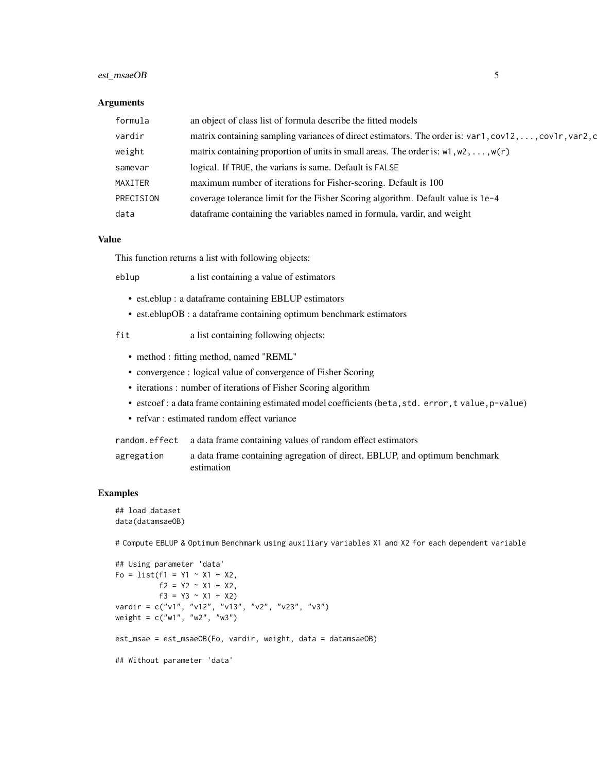### Arguments

| | |
|---|---|
| formula | an object of class list of formula describe the fitted models |
| vardir | matrix containing sampling variances of direct estimators. The order is: `var1,cov12,...,cov1r,var2,c` |
| weight | matrix containing proportion of units in small areas. The order is: `w1,w2,...,w(r)` |
| samevar | logical. If `TRUE`, the varians is same. Default is `FALSE` |
| MAXITER | maximum number of iterations for Fisher-scoring. Default is 100 |
| PRECISION | coverage tolerance limit for the Fisher Scoring algorithm. Default value is `1e-4` |
| data | dataframe containing the variables named in formula, vardir, and weight |

### Value

This function returns a list with following objects:

`eblup` a list containing a value of estimators

- est.eblup : a dataframe containing EBLUP estimators
- est.eblupOB : a dataframe containing optimum benchmark estimators

`fit` a list containing following objects:

- method : fitting method, named "REML"
- convergence : logical value of convergence of Fisher Scoring
- iterations : number of iterations of Fisher Scoring algorithm
- estcoef : a data frame containing estimated model coefficients (`beta,std. error,t value,p-value`)
- refvar : estimated random effect variance

`random.effect` a data frame containing values of random effect estimators

`agregation` a data frame containing agregation of direct, EBLUP, and optimum benchmark estimation

### Examples

```
## load dataset
data(datamsaeOB)

# Compute EBLUP & Optimum Benchmark using auxiliary variables X1 and X2 for each dependent variable

## Using parameter 'data'
Fo = list(f1 = Y1 ~ X1 + X2,
          f2 = Y2 ~ X1 + X2,
          f3 = Y3 ~ X1 + X2)
vardir = c("v1", "v12", "v13", "v2", "v23", "v3")
weight = c("w1", "w2", "w3")

est_msae = est_msaeOB(Fo, vardir, weight, data = datamsaeOB)

## Without parameter 'data'
```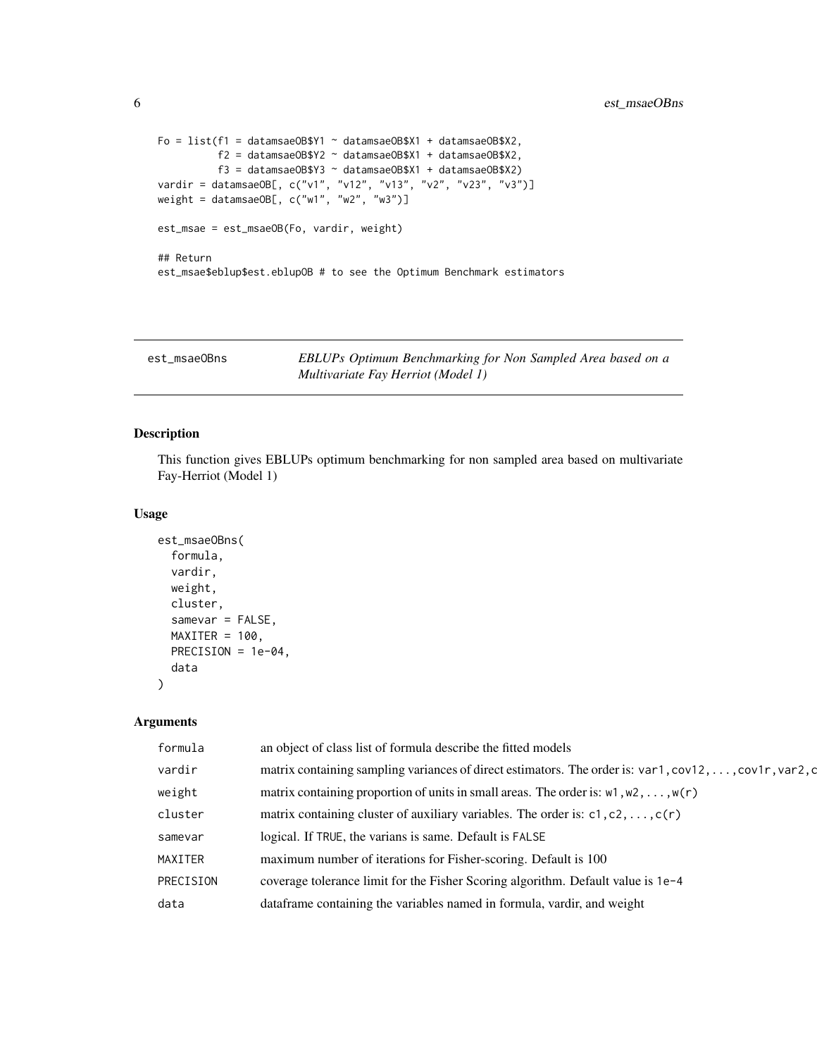```
Fo = list(f1 = datamsaeOB$Y1 ~ datamsaeOB$X1 + datamsaeOB$X2,
          f2 = datamsaeOB$Y2 ~ datamsaeOB$X1 + datamsaeOB$X2,
          f3 = datamsaeOB$Y3 ~ datamsaeOB$X1 + datamsaeOB$X2)
vardir = datamsaeOB[, c("v1", "v12", "v13", "v2", "v23", "v3")]
weight = datamsaeOB[, c("w1", "w2", "w3")]

est_msae = est_msaeOB(Fo, vardir, weight)

## Return
est_msae$eblup$est.eblupOB # to see the Optimum Benchmark estimators
```

## est_msaeOBns — *EBLUPs Optimum Benchmarking for Non Sampled Area based on a Multivariate Fay Herriot (Model 1)*

### Description

This function gives EBLUPs optimum benchmarking for non sampled area based on multivariate Fay-Herriot (Model 1)

### Usage

```
est_msaeOBns(
  formula,
  vardir,
  weight,
  cluster,
  samevar = FALSE,
  MAXITER = 100,
  PRECISION = 1e-04,
  data
)
```

### Arguments

| | |
|---|---|
| formula | an object of class list of formula describe the fitted models |
| vardir | matrix containing sampling variances of direct estimators. The order is: var1,cov12,...,cov1r,var2,c |
| weight | matrix containing proportion of units in small areas. The order is: w1,w2,...,w(r) |
| cluster | matrix containing cluster of auxiliary variables. The order is: c1,c2,...,c(r) |
| samevar | logical. If TRUE, the varians is same. Default is FALSE |
| MAXITER | maximum number of iterations for Fisher-scoring. Default is 100 |
| PRECISION | coverage tolerance limit for the Fisher Scoring algorithm. Default value is 1e-4 |
| data | dataframe containing the variables named in formula, vardir, and weight |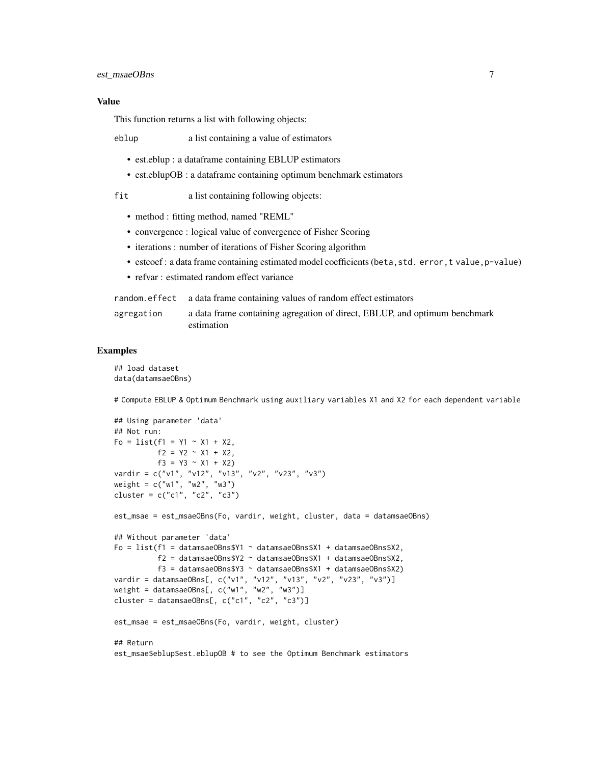### Value

This function returns a list with following objects:

**eblup** a list containing a value of estimators

- est.eblup : a dataframe containing EBLUP estimators
- est.eblupOB : a dataframe containing optimum benchmark estimators

**fit** a list containing following objects:

- method : fitting method, named "REML"
- convergence : logical value of convergence of Fisher Scoring
- iterations : number of iterations of Fisher Scoring algorithm
- estcoef : a data frame containing estimated model coefficients (`beta,std. error,t value,p-value`)
- refvar : estimated random effect variance

**random.effect** a data frame containing values of random effect estimators

**agregation** a data frame containing agregation of direct, EBLUP, and optimum benchmark estimation

### Examples

```
## load dataset
data(datamsaeOBns)

# Compute EBLUP & Optimum Benchmark using auxiliary variables X1 and X2 for each dependent variable

## Using parameter 'data'
## Not run:
Fo = list(f1 = Y1 ~ X1 + X2,
          f2 = Y2 ~ X1 + X2,
          f3 = Y3 ~ X1 + X2)
vardir = c("v1", "v12", "v13", "v2", "v23", "v3")
weight = c("w1", "w2", "w3")
cluster = c("c1", "c2", "c3")

est_msae = est_msaeOBns(Fo, vardir, weight, cluster, data = datamsaeOBns)

## Without parameter 'data'
Fo = list(f1 = datamsaeOBns$Y1 ~ datamsaeOBns$X1 + datamsaeOBns$X2,
          f2 = datamsaeOBns$Y2 ~ datamsaeOBns$X1 + datamsaeOBns$X2,
          f3 = datamsaeOBns$Y3 ~ datamsaeOBns$X1 + datamsaeOBns$X2)
vardir = datamsaeOBns[, c("v1", "v12", "v13", "v2", "v23", "v3")]
weight = datamsaeOBns[, c("w1", "w2", "w3")]
cluster = datamsaeOBns[, c("c1", "c2", "c3")]

est_msae = est_msaeOBns(Fo, vardir, weight, cluster)

## Return
est_msae$eblup$est.eblupOB # to see the Optimum Benchmark estimators
```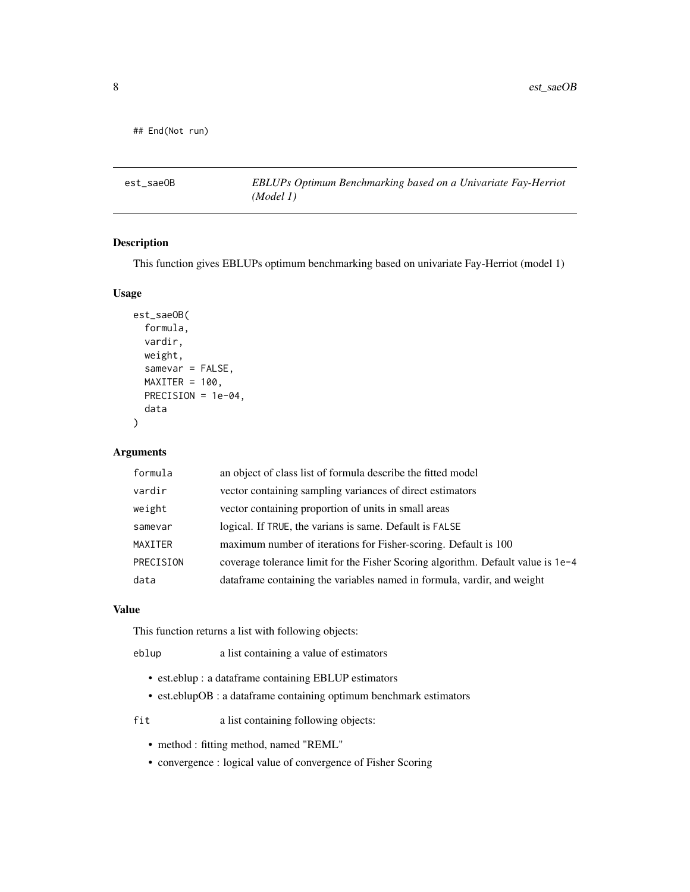```
## End(Not run)
```

## est_saeOB — *EBLUPs Optimum Benchmarking based on a Univariate Fay-Herriot (Model 1)*

### Description

This function gives EBLUPs optimum benchmarking based on univariate Fay-Herriot (model 1)

### Usage

```
est_saeOB(
  formula,
  vardir,
  weight,
  samevar = FALSE,
  MAXITER = 100,
  PRECISION = 1e-04,
  data
)
```

### Arguments

| | |
|---|---|
| formula | an object of class list of formula describe the fitted model |
| vardir | vector containing sampling variances of direct estimators |
| weight | vector containing proportion of units in small areas |
| samevar | logical. If TRUE, the varians is same. Default is FALSE |
| MAXITER | maximum number of iterations for Fisher-scoring. Default is 100 |
| PRECISION | coverage tolerance limit for the Fisher Scoring algorithm. Default value is 1e-4 |
| data | dataframe containing the variables named in formula, vardir, and weight |

### Value

This function returns a list with following objects:

eblup — a list containing a value of estimators

- est.eblup : a dataframe containing EBLUP estimators
- est.eblupOB : a dataframe containing optimum benchmark estimators

fit — a list containing following objects:

- method : fitting method, named "REML"
- convergence : logical value of convergence of Fisher Scoring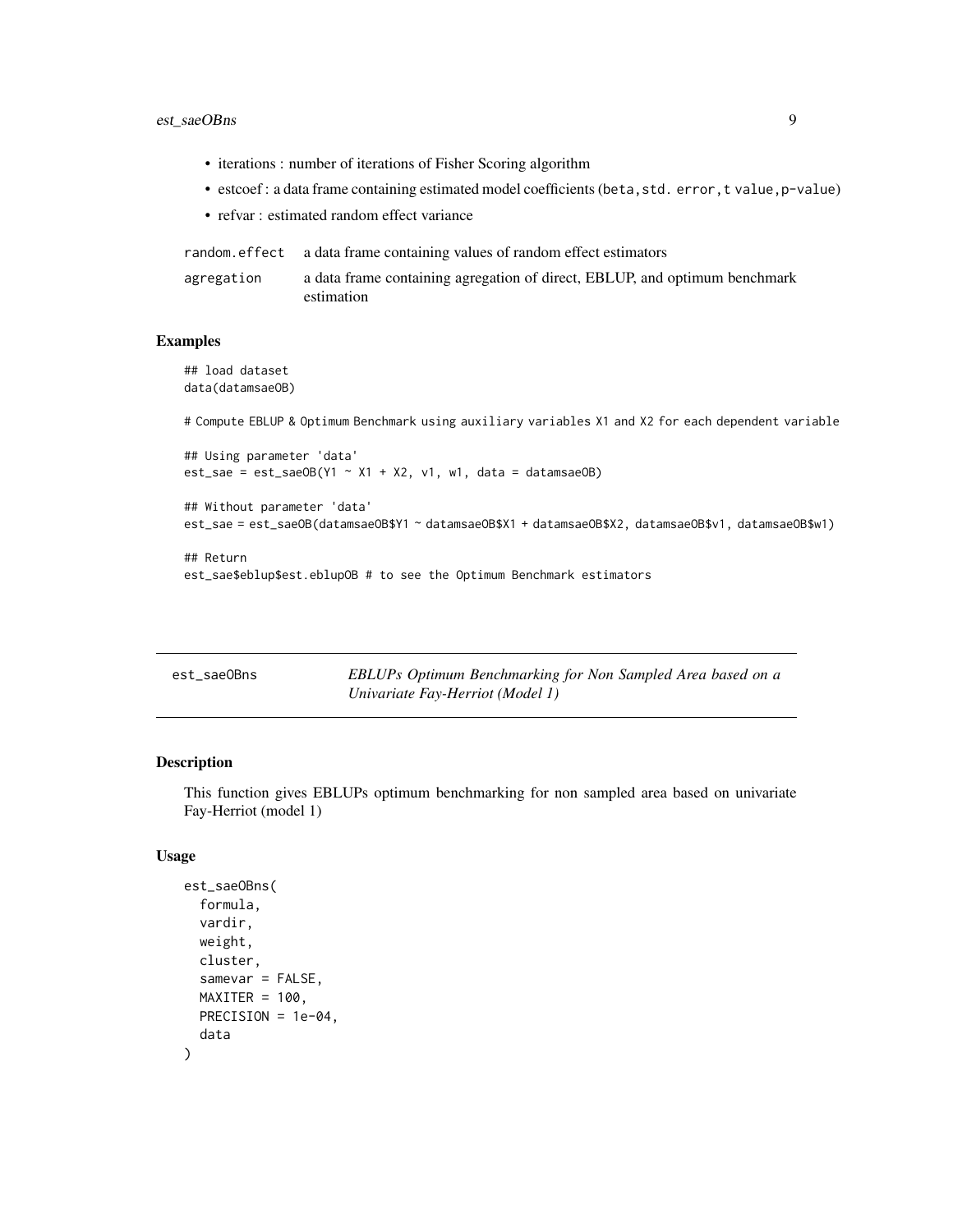- iterations : number of iterations of Fisher Scoring algorithm
- estcoef : a data frame containing estimated model coefficients (`beta,std. error,t value,p-value`)
- refvar : estimated random effect variance

`random.effect` a data frame containing values of random effect estimators

`agregation` a data frame containing agregation of direct, EBLUP, and optimum benchmark estimation

## Examples

```
## load dataset
data(datamsaeOB)

# Compute EBLUP & Optimum Benchmark using auxiliary variables X1 and X2 for each dependent variable

## Using parameter 'data'
est_sae = est_saeOB(Y1 ~ X1 + X2, v1, w1, data = datamsaeOB)

## Without parameter 'data'
est_sae = est_saeOB(datamsaeOB$Y1 ~ datamsaeOB$X1 + datamsaeOB$X2, datamsaeOB$v1, datamsaeOB$w1)

## Return
est_sae$eblup$est.eblupOB # to see the Optimum Benchmark estimators
```

---

# est_saeOBns — *EBLUPs Optimum Benchmarking for Non Sampled Area based on a Univariate Fay-Herriot (Model 1)*

---

## Description

This function gives EBLUPs optimum benchmarking for non sampled area based on univariate Fay-Herriot (model 1)

## Usage

```
est_saeOBns(
  formula,
  vardir,
  weight,
  cluster,
  samevar = FALSE,
  MAXITER = 100,
  PRECISION = 1e-04,
  data
)
```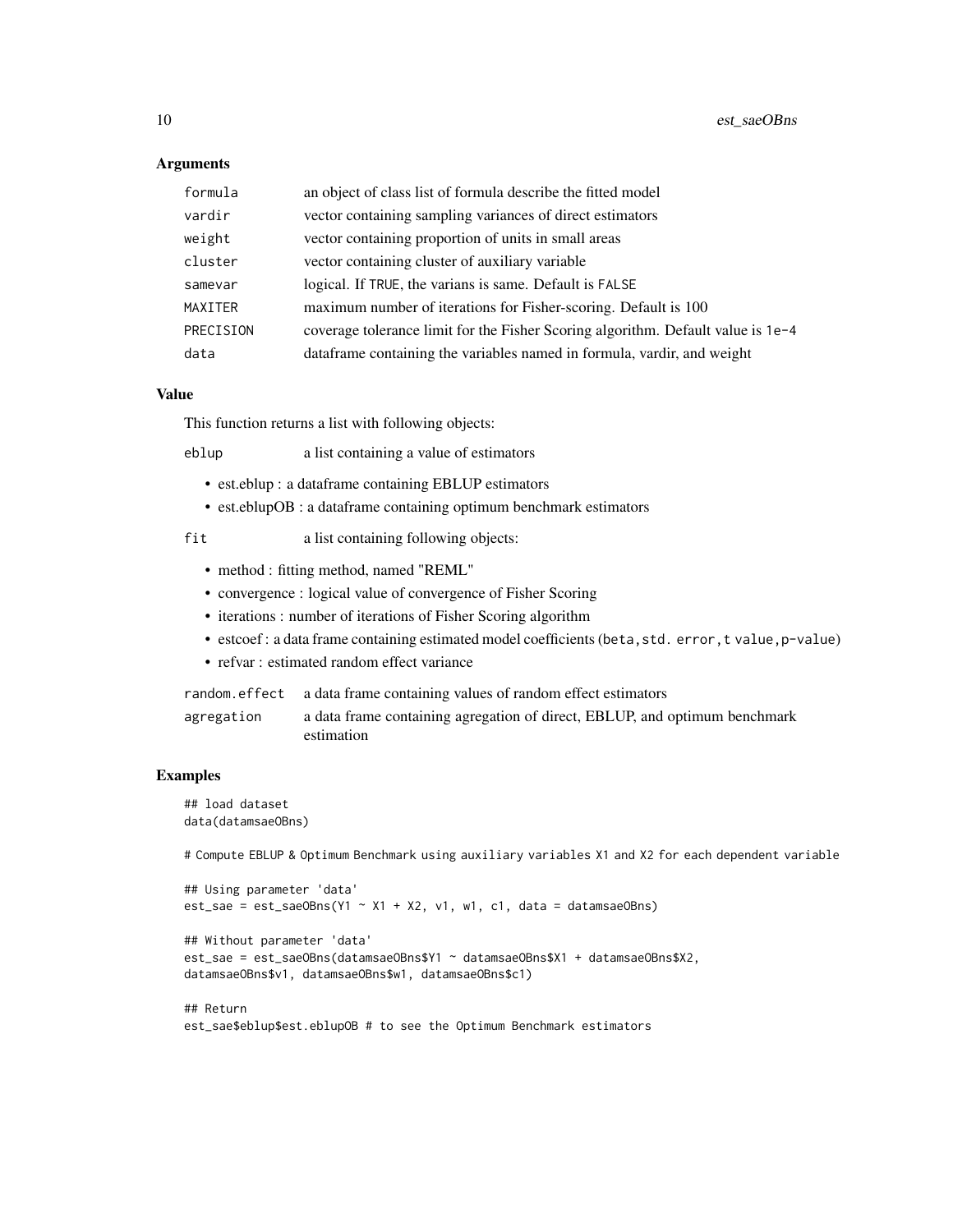### Arguments

| | |
|---|---|
| `formula` | an object of class list of formula describe the fitted model |
| `vardir` | vector containing sampling variances of direct estimators |
| `weight` | vector containing proportion of units in small areas |
| `cluster` | vector containing cluster of auxiliary variable |
| `samevar` | logical. If `TRUE`, the varians is same. Default is `FALSE` |
| `MAXITER` | maximum number of iterations for Fisher-scoring. Default is 100 |
| `PRECISION` | coverage tolerance limit for the Fisher Scoring algorithm. Default value is `1e-4` |
| `data` | dataframe containing the variables named in formula, vardir, and weight |

### Value

This function returns a list with following objects:

`eblup` a list containing a value of estimators

- est.eblup : a dataframe containing EBLUP estimators
- est.eblupOB : a dataframe containing optimum benchmark estimators

`fit` a list containing following objects:

- method : fitting method, named "REML"
- convergence : logical value of convergence of Fisher Scoring
- iterations : number of iterations of Fisher Scoring algorithm
- estcoef : a data frame containing estimated model coefficients (`beta`, `std. error`, `t value`, `p-value`)
- refvar : estimated random effect variance

`random.effect` a data frame containing values of random effect estimators

`agregation` a data frame containing agregation of direct, EBLUP, and optimum benchmark estimation

### Examples

```
## load dataset
data(datamsaeOBns)

# Compute EBLUP & Optimum Benchmark using auxiliary variables X1 and X2 for each dependent variable

## Using parameter 'data'
est_sae = est_saeOBns(Y1 ~ X1 + X2, v1, w1, c1, data = datamsaeOBns)

## Without parameter 'data'
est_sae = est_saeOBns(datamsaeOBns$Y1 ~ datamsaeOBns$X1 + datamsaeOBns$X2,
datamsaeOBns$v1, datamsaeOBns$w1, datamsaeOBns$c1)

## Return
est_sae$eblup$est.eblupOB # to see the Optimum Benchmark estimators
```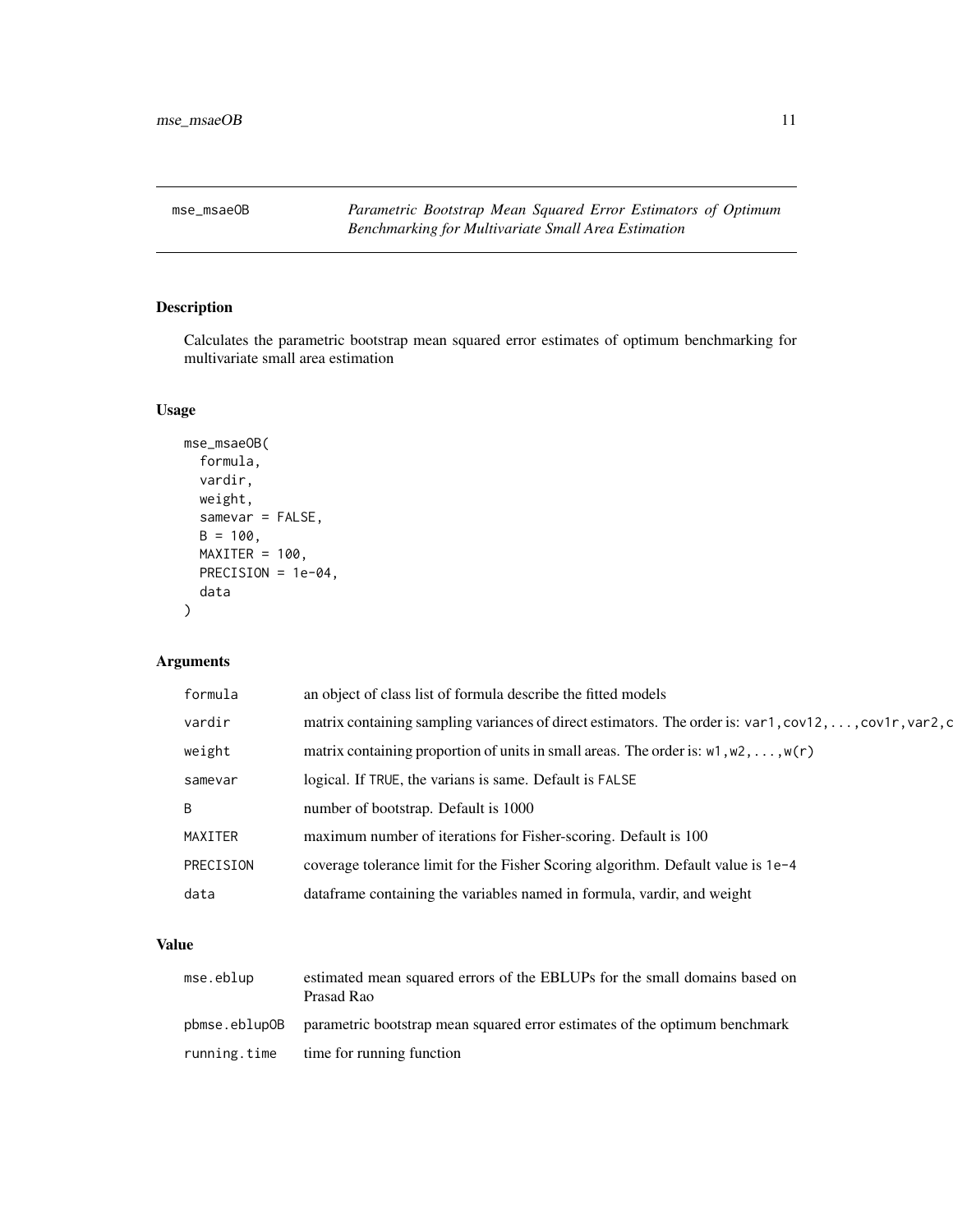# mse_msaeOB — *Parametric Bootstrap Mean Squared Error Estimators of Optimum Benchmarking for Multivariate Small Area Estimation*

## Description

Calculates the parametric bootstrap mean squared error estimates of optimum benchmarking for multivariate small area estimation

## Usage

```
mse_msaeOB(
  formula,
  vardir,
  weight,
  samevar = FALSE,
  B = 100,
  MAXITER = 100,
  PRECISION = 1e-04,
  data
)
```

## Arguments

| | |
|---|---|
| formula | an object of class list of formula describe the fitted models |
| vardir | matrix containing sampling variances of direct estimators. The order is: `var1,cov12,...,cov1r,var2,c` |
| weight | matrix containing proportion of units in small areas. The order is: `w1,w2,...,w(r)` |
| samevar | logical. If `TRUE`, the varians is same. Default is `FALSE` |
| B | number of bootstrap. Default is 1000 |
| MAXITER | maximum number of iterations for Fisher-scoring. Default is 100 |
| PRECISION | coverage tolerance limit for the Fisher Scoring algorithm. Default value is `1e-4` |
| data | dataframe containing the variables named in formula, vardir, and weight |

## Value

| | |
|---|---|
| mse.eblup | estimated mean squared errors of the EBLUPs for the small domains based on Prasad Rao |
| pbmse.eblupOB | parametric bootstrap mean squared error estimates of the optimum benchmark |
| running.time | time for running function |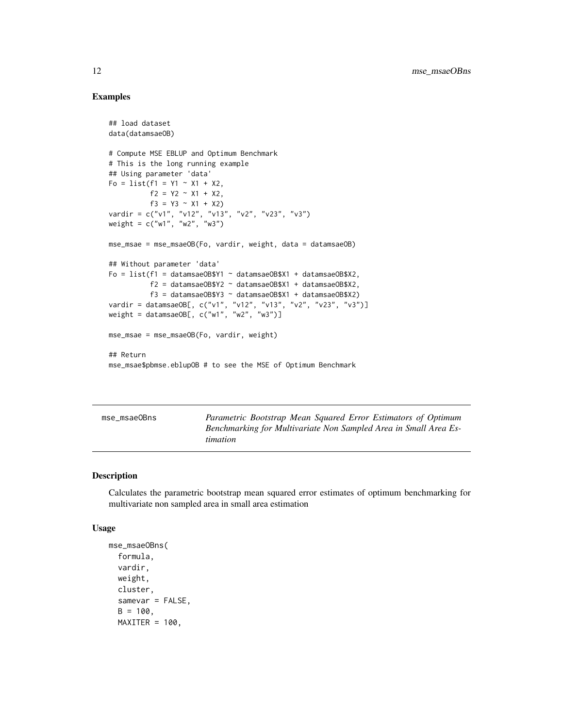## Examples

```
## load dataset
data(datamsaeOB)

# Compute MSE EBLUP and Optimum Benchmark
# This is the long running example
## Using parameter 'data'
Fo = list(f1 = Y1 ~ X1 + X2,
          f2 = Y2 ~ X1 + X2,
          f3 = Y3 ~ X1 + X2)
vardir = c("v1", "v12", "v13", "v2", "v23", "v3")
weight = c("w1", "w2", "w3")

mse_msae = mse_msaeOB(Fo, vardir, weight, data = datamsaeOB)

## Without parameter 'data'
Fo = list(f1 = datamsaeOB$Y1 ~ datamsaeOB$X1 + datamsaeOB$X2,
          f2 = datamsaeOB$Y2 ~ datamsaeOB$X1 + datamsaeOB$X2,
          f3 = datamsaeOB$Y3 ~ datamsaeOB$X1 + datamsaeOB$X2)
vardir = datamsaeOB[, c("v1", "v12", "v13", "v2", "v23", "v3")]
weight = datamsaeOB[, c("w1", "w2", "w3")]

mse_msae = mse_msaeOB(Fo, vardir, weight)

## Return
mse_msae$pbmse.eblupOB # to see the MSE of Optimum Benchmark
```

---

mse_msaeOBns — *Parametric Bootstrap Mean Squared Error Estimators of Optimum Benchmarking for Multivariate Non Sampled Area in Small Area Estimation*

---

## Description

Calculates the parametric bootstrap mean squared error estimates of optimum benchmarking for multivariate non sampled area in small area estimation

## Usage

```
mse_msaeOBns(
  formula,
  vardir,
  weight,
  cluster,
  samevar = FALSE,
  B = 100,
  MAXITER = 100,
```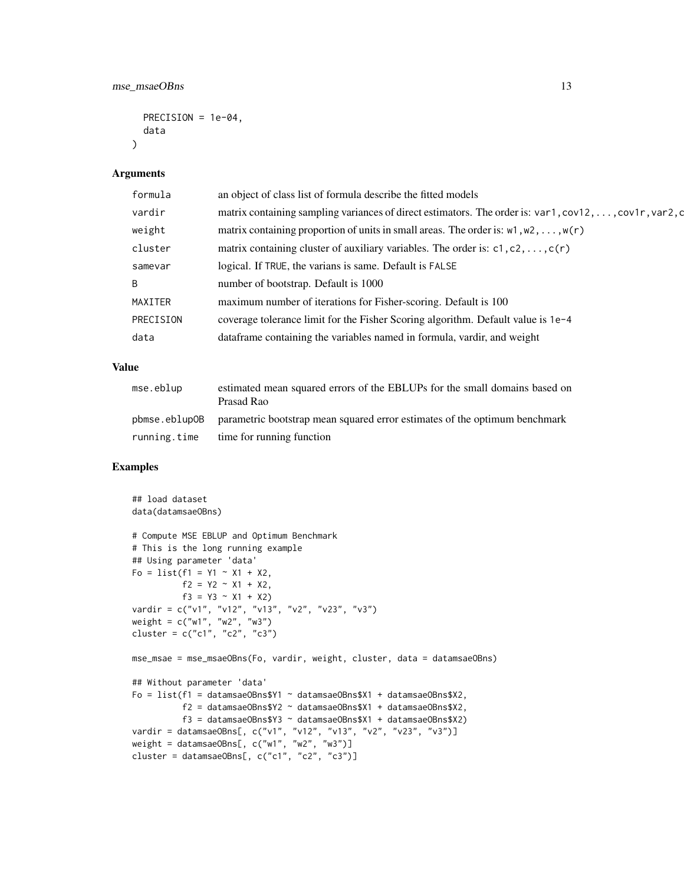```
  PRECISION = 1e-04,
  data
)
```

### Arguments

| | |
|---|---|
| formula | an object of class list of formula describe the fitted models |
| vardir | matrix containing sampling variances of direct estimators. The order is: var1,cov12,...,cov1r,var2,c |
| weight | matrix containing proportion of units in small areas. The order is: w1,w2,...,w(r) |
| cluster | matrix containing cluster of auxiliary variables. The order is: c1,c2,...,c(r) |
| samevar | logical. If TRUE, the varians is same. Default is FALSE |
| B | number of bootstrap. Default is 1000 |
| MAXITER | maximum number of iterations for Fisher-scoring. Default is 100 |
| PRECISION | coverage tolerance limit for the Fisher Scoring algorithm. Default value is 1e-4 |
| data | dataframe containing the variables named in formula, vardir, and weight |

### Value

| | |
|---|---|
| mse.eblup | estimated mean squared errors of the EBLUPs for the small domains based on Prasad Rao |
| pbmse.eblupOB | parametric bootstrap mean squared error estimates of the optimum benchmark |
| running.time | time for running function |

### Examples

```
## load dataset
data(datamsaeOBns)

# Compute MSE EBLUP and Optimum Benchmark
# This is the long running example
## Using parameter 'data'
Fo = list(f1 = Y1 ~ X1 + X2,
          f2 = Y2 ~ X1 + X2,
          f3 = Y3 ~ X1 + X2)
vardir = c("v1", "v12", "v13", "v2", "v23", "v3")
weight = c("w1", "w2", "w3")
cluster = c("c1", "c2", "c3")

mse_msae = mse_msaeOBns(Fo, vardir, weight, cluster, data = datamsaeOBns)

## Without parameter 'data'
Fo = list(f1 = datamsaeOBns$Y1 ~ datamsaeOBns$X1 + datamsaeOBns$X2,
          f2 = datamsaeOBns$Y2 ~ datamsaeOBns$X1 + datamsaeOBns$X2,
          f3 = datamsaeOBns$Y3 ~ datamsaeOBns$X1 + datamsaeOBns$X2)
vardir = datamsaeOBns[, c("v1", "v12", "v13", "v2", "v23", "v3")]
weight = datamsaeOBns[, c("w1", "w2", "w3")]
cluster = datamsaeOBns[, c("c1", "c2", "c3")]
```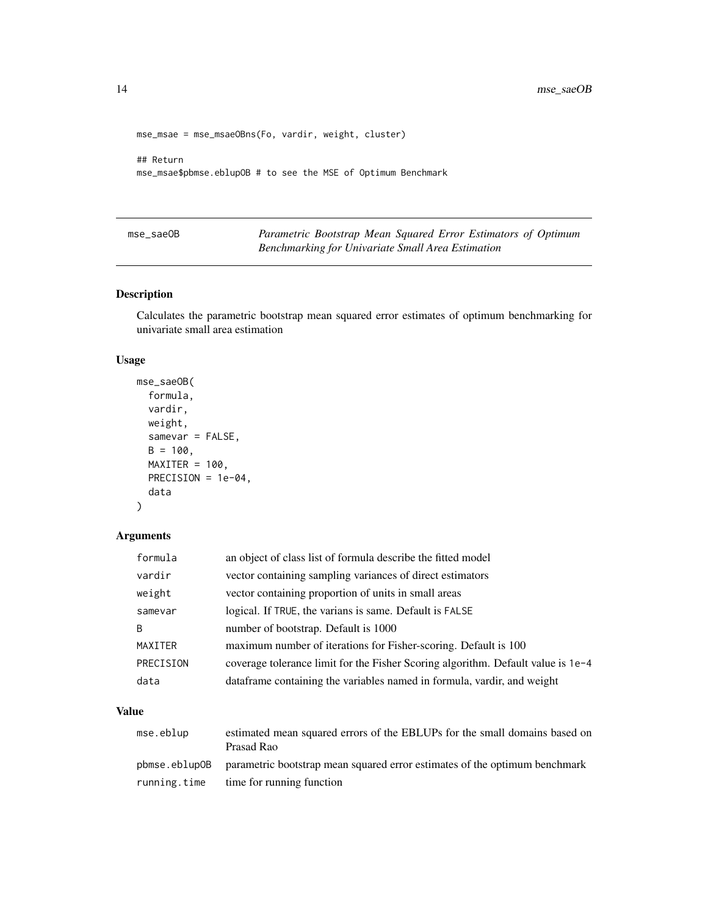```
mse_msae = mse_msaeOBns(Fo, vardir, weight, cluster)

## Return
mse_msae$pbmse.eblupOB # to see the MSE of Optimum Benchmark
```

## mse_saeOB — *Parametric Bootstrap Mean Squared Error Estimators of Optimum Benchmarking for Univariate Small Area Estimation*

### Description

Calculates the parametric bootstrap mean squared error estimates of optimum benchmarking for univariate small area estimation

### Usage

```
mse_saeOB(
  formula,
  vardir,
  weight,
  samevar = FALSE,
  B = 100,
  MAXITER = 100,
  PRECISION = 1e-04,
  data
)
```

### Arguments

| | |
|---|---|
| formula | an object of class list of formula describe the fitted model |
| vardir | vector containing sampling variances of direct estimators |
| weight | vector containing proportion of units in small areas |
| samevar | logical. If TRUE, the varians is same. Default is FALSE |
| B | number of bootstrap. Default is 1000 |
| MAXITER | maximum number of iterations for Fisher-scoring. Default is 100 |
| PRECISION | coverage tolerance limit for the Fisher Scoring algorithm. Default value is 1e-4 |
| data | dataframe containing the variables named in formula, vardir, and weight |

### Value

| | |
|---|---|
| mse.eblup | estimated mean squared errors of the EBLUPs for the small domains based on Prasad Rao |
| pbmse.eblupOB | parametric bootstrap mean squared error estimates of the optimum benchmark |
| running.time | time for running function |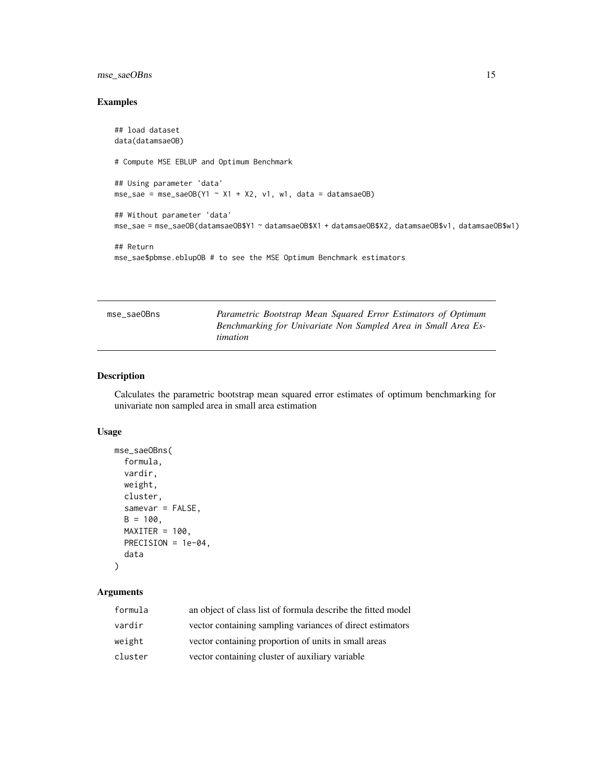## Examples

```
## load dataset
data(datamsaeOB)

# Compute MSE EBLUP and Optimum Benchmark

## Using parameter 'data'
mse_sae = mse_saeOB(Y1 ~ X1 + X2, v1, w1, data = datamsaeOB)

## Without parameter 'data'
mse_sae = mse_saeOB(datamsaeOB$Y1 ~ datamsaeOB$X1 + datamsaeOB$X2, datamsaeOB$v1, datamsaeOB$w1)

## Return
mse_sae$pbmse.eblupOB # to see the MSE Optimum Benchmark estimators
```

---

# mse_saeOBns — *Parametric Bootstrap Mean Squared Error Estimators of Optimum Benchmarking for Univariate Non Sampled Area in Small Area Estimation*

---

## Description

Calculates the parametric bootstrap mean squared error estimates of optimum benchmarking for univariate non sampled area in small area estimation

## Usage

```
mse_saeOBns(
  formula,
  vardir,
  weight,
  cluster,
  samevar = FALSE,
  B = 100,
  MAXITER = 100,
  PRECISION = 1e-04,
  data
)
```

## Arguments

| | |
|---|---|
| formula | an object of class list of formula describe the fitted model |
| vardir | vector containing sampling variances of direct estimators |
| weight | vector containing proportion of units in small areas |
| cluster | vector containing cluster of auxiliary variable |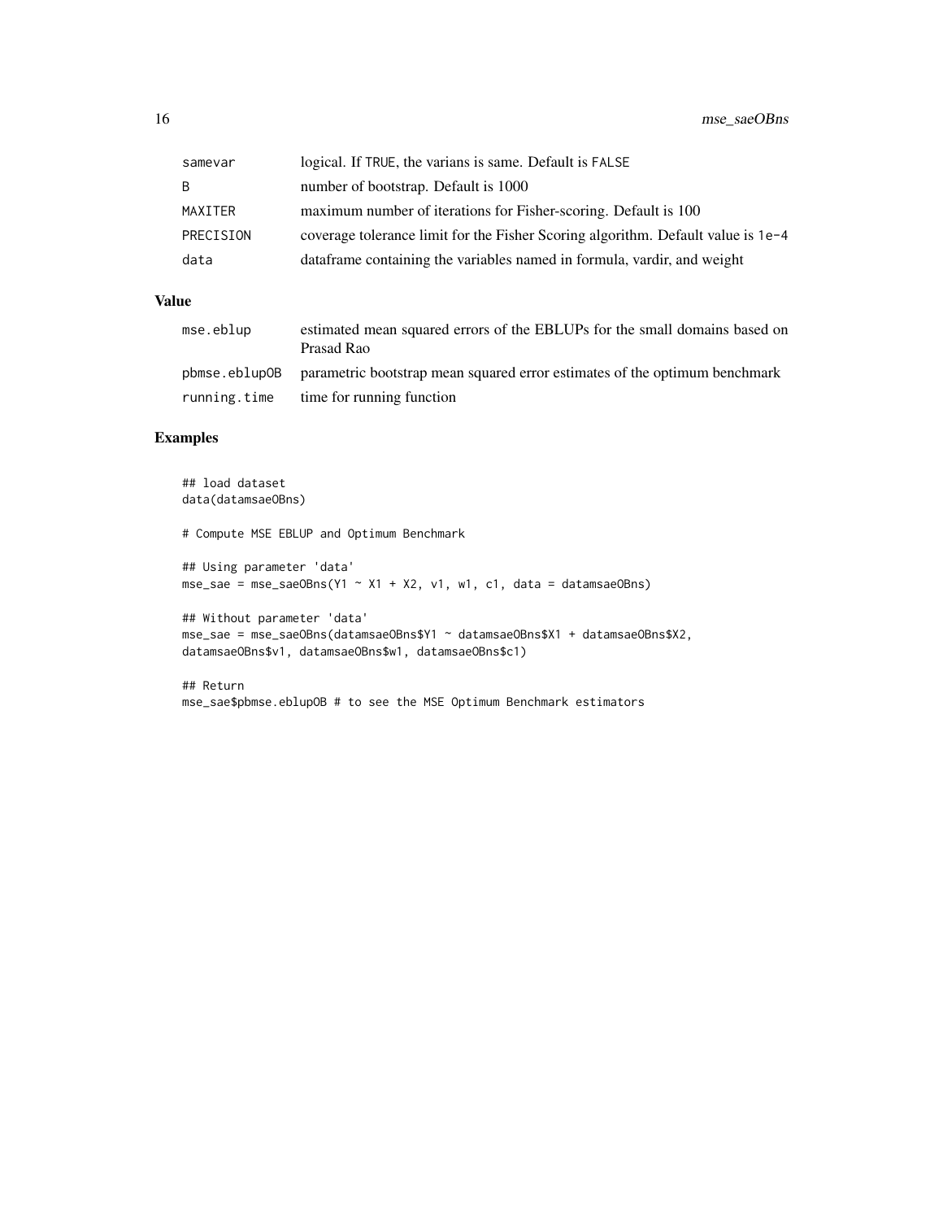| | |
|---|---|
| samevar | logical. If TRUE, the varians is same. Default is FALSE |
| B | number of bootstrap. Default is 1000 |
| MAXITER | maximum number of iterations for Fisher-scoring. Default is 100 |
| PRECISION | coverage tolerance limit for the Fisher Scoring algorithm. Default value is 1e-4 |
| data | dataframe containing the variables named in formula, vardir, and weight |

## Value

| | |
|---|---|
| mse.eblup | estimated mean squared errors of the EBLUPs for the small domains based on Prasad Rao |
| pbmse.eblupOB | parametric bootstrap mean squared error estimates of the optimum benchmark |
| running.time | time for running function |

## Examples

```
## load dataset
data(datamsaeOBns)

# Compute MSE EBLUP and Optimum Benchmark

## Using parameter 'data'
mse_sae = mse_saeOBns(Y1 ~ X1 + X2, v1, w1, c1, data = datamsaeOBns)

## Without parameter 'data'
mse_sae = mse_saeOBns(datamsaeOBns$Y1 ~ datamsaeOBns$X1 + datamsaeOBns$X2,
datamsaeOBns$v1, datamsaeOBns$w1, datamsaeOBns$c1)

## Return
mse_sae$pbmse.eblupOB # to see the MSE Optimum Benchmark estimators
```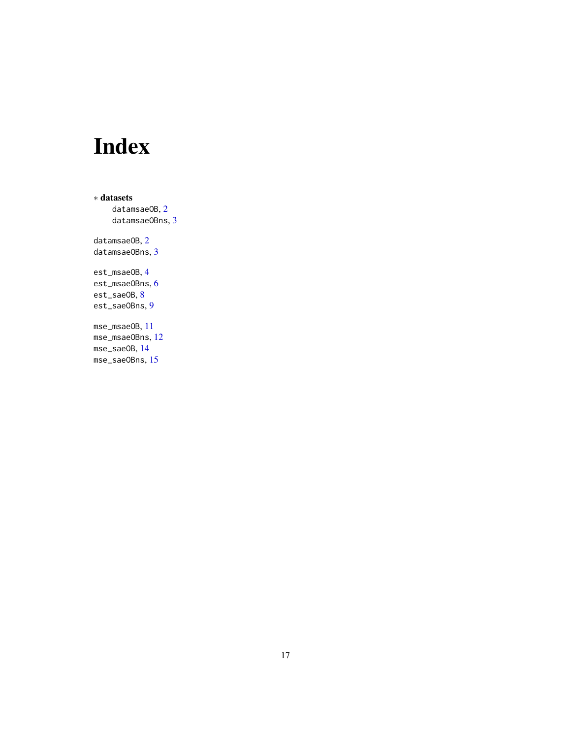# Index

∗ **datasets**
    datamsaeOB, 2
    datamsaeOBns, 3

datamsaeOB, 2
datamsaeOBns, 3

est_msaeOB, 4
est_msaeOBns, 6
est_saeOB, 8
est_saeOBns, 9

mse_msaeOB, 11
mse_msaeOBns, 12
mse_saeOB, 14
mse_saeOBns, 15